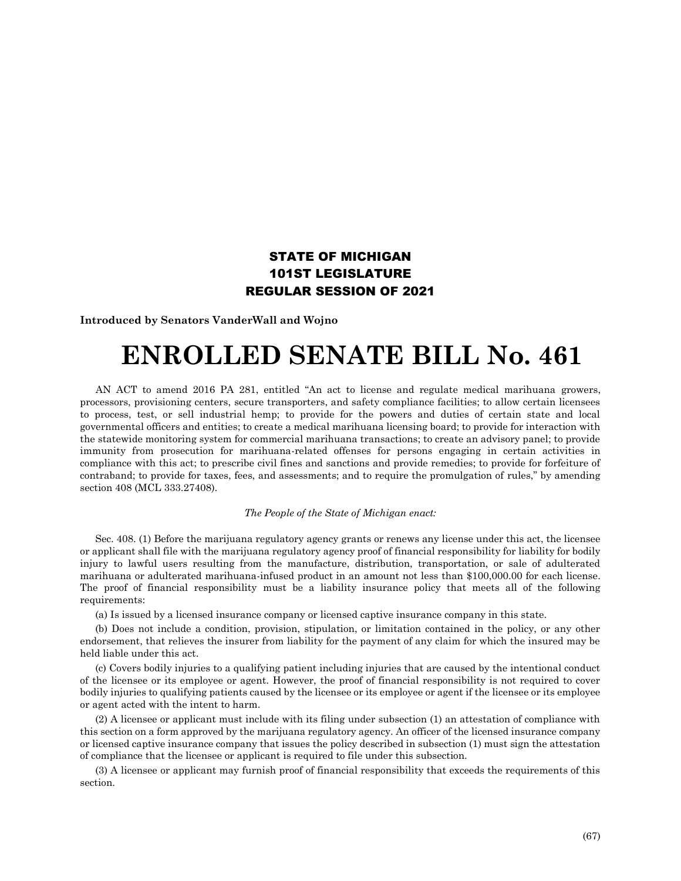**STATE OF MICHIGAN**
**101ST LEGISLATURE**
**REGULAR SESSION OF 2021**

**Introduced by Senators VanderWall and Wojno**

# ENROLLED SENATE BILL No. 461

AN ACT to amend 2016 PA 281, entitled "An act to license and regulate medical marihuana growers, processors, provisioning centers, secure transporters, and safety compliance facilities; to allow certain licensees to process, test, or sell industrial hemp; to provide for the powers and duties of certain state and local governmental officers and entities; to create a medical marihuana licensing board; to provide for interaction with the statewide monitoring system for commercial marihuana transactions; to create an advisory panel; to provide immunity from prosecution for marihuana-related offenses for persons engaging in certain activities in compliance with this act; to prescribe civil fines and sanctions and provide remedies; to provide for forfeiture of contraband; to provide for taxes, fees, and assessments; and to require the promulgation of rules," by amending section 408 (MCL 333.27408).

*The People of the State of Michigan enact:*

Sec. 408. (1) Before the marijuana regulatory agency grants or renews any license under this act, the licensee or applicant shall file with the marijuana regulatory agency proof of financial responsibility for liability for bodily injury to lawful users resulting from the manufacture, distribution, transportation, or sale of adulterated marihuana or adulterated marihuana-infused product in an amount not less than $100,000.00 for each license. The proof of financial responsibility must be a liability insurance policy that meets all of the following requirements:

(a) Is issued by a licensed insurance company or licensed captive insurance company in this state.

(b) Does not include a condition, provision, stipulation, or limitation contained in the policy, or any other endorsement, that relieves the insurer from liability for the payment of any claim for which the insured may be held liable under this act.

(c) Covers bodily injuries to a qualifying patient including injuries that are caused by the intentional conduct of the licensee or its employee or agent. However, the proof of financial responsibility is not required to cover bodily injuries to qualifying patients caused by the licensee or its employee or agent if the licensee or its employee or agent acted with the intent to harm.

(2) A licensee or applicant must include with its filing under subsection (1) an attestation of compliance with this section on a form approved by the marijuana regulatory agency. An officer of the licensed insurance company or licensed captive insurance company that issues the policy described in subsection (1) must sign the attestation of compliance that the licensee or applicant is required to file under this subsection.

(3) A licensee or applicant may furnish proof of financial responsibility that exceeds the requirements of this section.

(67)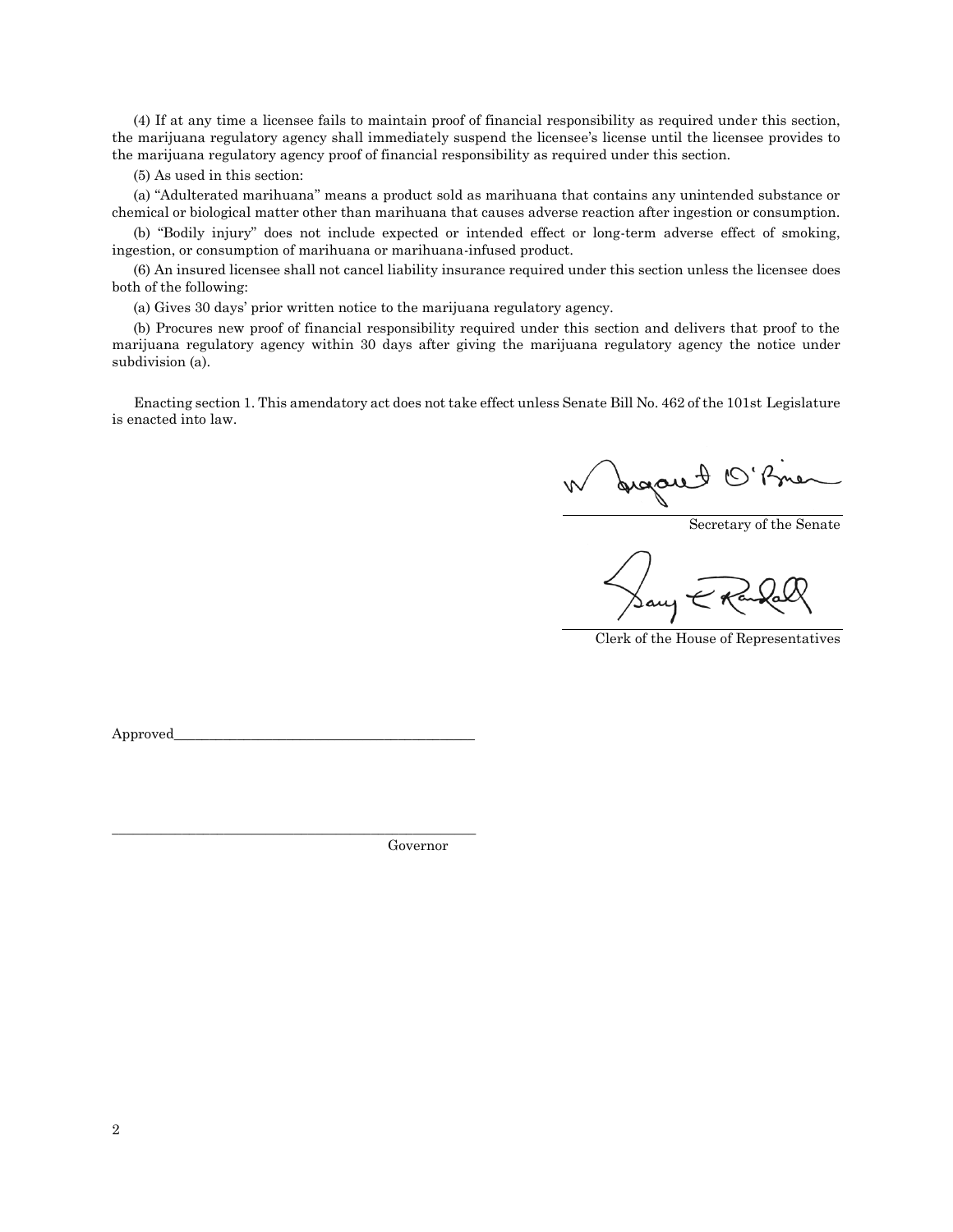(4) If at any time a licensee fails to maintain proof of financial responsibility as required under this section, the marijuana regulatory agency shall immediately suspend the licensee's license until the licensee provides to the marijuana regulatory agency proof of financial responsibility as required under this section.

(5) As used in this section:

(a) "Adulterated marihuana" means a product sold as marihuana that contains any unintended substance or chemical or biological matter other than marihuana that causes adverse reaction after ingestion or consumption.

(b) "Bodily injury" does not include expected or intended effect or long-term adverse effect of smoking, ingestion, or consumption of marihuana or marihuana-infused product.

(6) An insured licensee shall not cancel liability insurance required under this section unless the licensee does both of the following:

(a) Gives 30 days' prior written notice to the marijuana regulatory agency.

(b) Procures new proof of financial responsibility required under this section and delivers that proof to the marijuana regulatory agency within 30 days after giving the marijuana regulatory agency the notice under subdivision (a).

Enacting section 1. This amendatory act does not take effect unless Senate Bill No. 462 of the 101st Legislature is enacted into law.

Margaret O'Brien

Secretary of the Senate

Gary E Randall

Clerk of the House of Representatives

Approved\_\_\_\_\_\_\_\_\_\_\_\_\_\_\_\_\_\_\_\_\_\_\_\_\_\_\_\_\_\_\_\_\_\_\_\_\_\_\_\_\_\_\_\_

\_\_\_\_\_\_\_\_\_\_\_\_\_\_\_\_\_\_\_\_\_\_\_\_\_\_\_\_\_\_\_\_\_\_\_\_\_\_\_\_\_\_\_\_\_\_\_\_\_\_\_\_

Governor